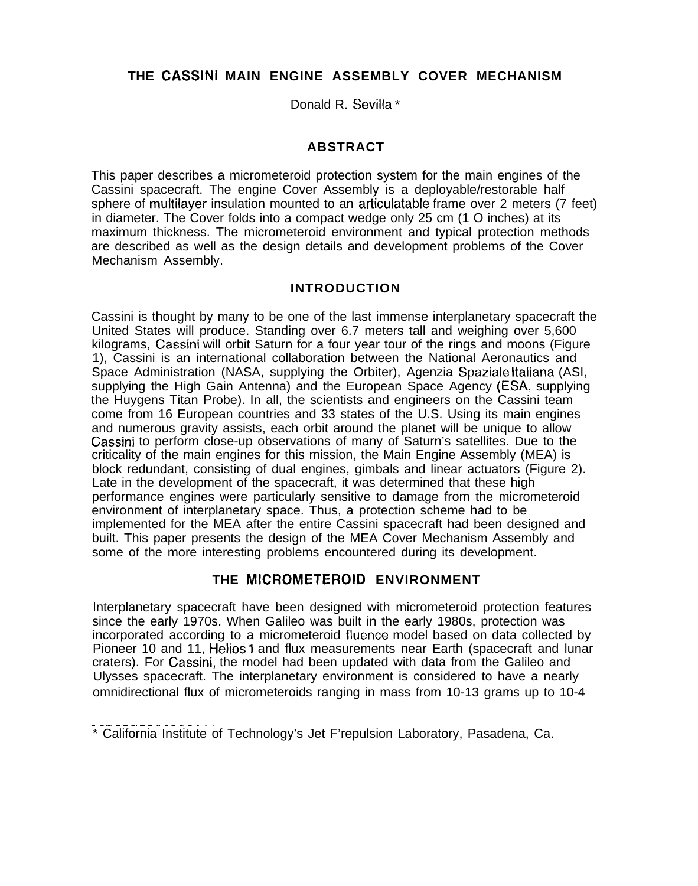# THE CASSINI MAIN ENGINE ASSEMBLY COVER MECHANISM

Donald R. Sevilla *

## ABSTRACT

This paper describes a micrometeoroid protection system for the main engines of the Cassini spacecraft. The engine Cover Assembly is a deployable/restorable half sphere of multilayer insulation mounted to an articulatable frame over 2 meters (7 feet) in diameter. The Cover folds into a compact wedge only 25 cm (1 O inches) at its maximum thickness. The micrometeoroid environment and typical protection methods are described as well as the design details and development problems of the Cover Mechanism Assembly.

## INTRODUCTION

Cassini is thought by many to be one of the last immense interplanetary spacecraft the United States will produce. Standing over 6.7 meters tall and weighing over 5,600 kilograms, Cassini will orbit Saturn for a four year tour of the rings and moons (Figure 1), Cassini is an international collaboration between the National Aeronautics and Space Administration (NASA, supplying the Orbiter), Agenzia Spaziale Italiana (ASI, supplying the High Gain Antenna) and the European Space Agency (ESA, supplying the Huygens Titan Probe). In all, the scientists and engineers on the Cassini team come from 16 European countries and 33 states of the U.S. Using its main engines and numerous gravity assists, each orbit around the planet will be unique to allow Cassini to perform close-up observations of many of Saturn's satellites. Due to the criticality of the main engines for this mission, the Main Engine Assembly (MEA) is block redundant, consisting of dual engines, gimbals and linear actuators (Figure 2). Late in the development of the spacecraft, it was determined that these high performance engines were particularly sensitive to damage from the micrometeoroid environment of interplanetary space. Thus, a protection scheme had to be implemented for the MEA after the entire Cassini spacecraft had been designed and built. This paper presents the design of the MEA Cover Mechanism Assembly and some of the more interesting problems encountered during its development.

## THE MICROMETEOROID ENVIRONMENT

Interplanetary spacecraft have been designed with micrometeoroid protection features since the early 1970s. When Galileo was built in the early 1980s, protection was incorporated according to a micrometeoroid fluence model based on data collected by Pioneer 10 and 11, Helios 1 and flux measurements near Earth (spacecraft and lunar craters). For Cassini, the model had been updated with data from the Galileo and Ulysses spacecraft. The interplanetary environment is considered to have a nearly omnidirectional flux of micrometeoroids ranging in mass from $10^{-13}$ grams up to $10^{-4}$

---

* California Institute of Technology's Jet F'repulsion Laboratory, Pasadena, Ca.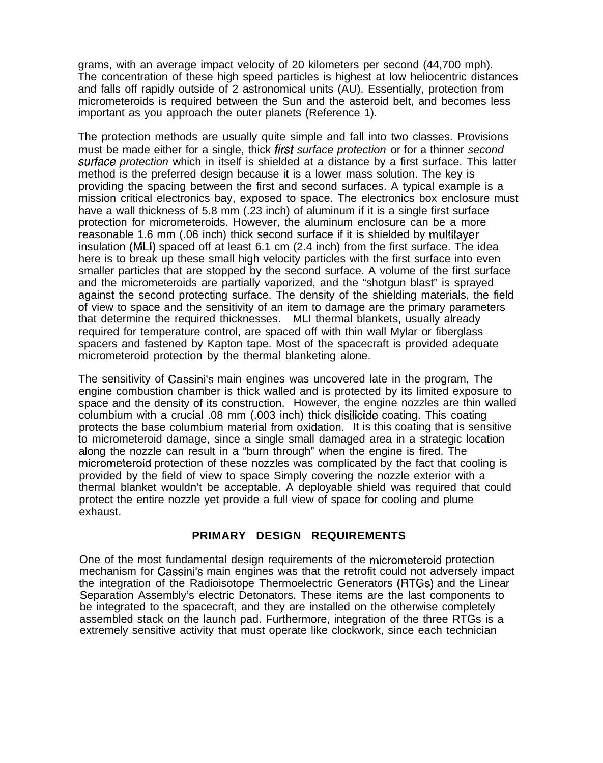grams, with an average impact velocity of 20 kilometers per second (44,700 mph). The concentration of these high speed particles is highest at low heliocentric distances and falls off rapidly outside of 2 astronomical units (AU). Essentially, protection from micrometeoroids is required between the Sun and the asteroid belt, and becomes less important as you approach the outer planets (Reference 1).

The protection methods are usually quite simple and fall into two classes. Provisions must be made either for a single, thick *first surface protection* or for a thinner *second surface protection* which in itself is shielded at a distance by a first surface. This latter method is the preferred design because it is a lower mass solution. The key is providing the spacing between the first and second surfaces. A typical example is a mission critical electronics bay, exposed to space. The electronics box enclosure must have a wall thickness of 5.8 mm (.23 inch) of aluminum if it is a single first surface protection for micrometeoroids. However, the aluminum enclosure can be a more reasonable 1.6 mm (.06 inch) thick second surface if it is shielded by multilayer insulation (MLI) spaced off at least 6.1 cm (2.4 inch) from the first surface. The idea here is to break up these small high velocity particles with the first surface into even smaller particles that are stopped by the second surface. A volume of the first surface and the micrometeoroids are partially vaporized, and the "shotgun blast" is sprayed against the second protecting surface. The density of the shielding materials, the field of view to space and the sensitivity of an item to damage are the primary parameters that determine the required thicknesses. MLI thermal blankets, usually already required for temperature control, are spaced off with thin wall Mylar or fiberglass spacers and fastened by Kapton tape. Most of the spacecraft is provided adequate micrometeoroid protection by the thermal blanketing alone.

The sensitivity of Cassini's main engines was uncovered late in the program, The engine combustion chamber is thick walled and is protected by its limited exposure to space and the density of its construction. However, the engine nozzles are thin walled columbium with a crucial .08 mm (.003 inch) thick disilicide coating. This coating protects the base columbium material from oxidation. It is this coating that is sensitive to micrometeoroid damage, since a single small damaged area in a strategic location along the nozzle can result in a "burn through" when the engine is fired. The micrometeoroid protection of these nozzles was complicated by the fact that cooling is provided by the field of view to space Simply covering the nozzle exterior with a thermal blanket wouldn't be acceptable. A deployable shield was required that could protect the entire nozzle yet provide a full view of space for cooling and plume exhaust.

## PRIMARY DESIGN REQUIREMENTS

One of the most fundamental design requirements of the micrometeoroid protection mechanism for Cassini's main engines was that the retrofit could not adversely impact the integration of the Radioisotope Thermoelectric Generators (RTGs) and the Linear Separation Assembly's electric Detonators. These items are the last components to be integrated to the spacecraft, and they are installed on the otherwise completely assembled stack on the launch pad. Furthermore, integration of the three RTGs is a extremely sensitive activity that must operate like clockwork, since each technician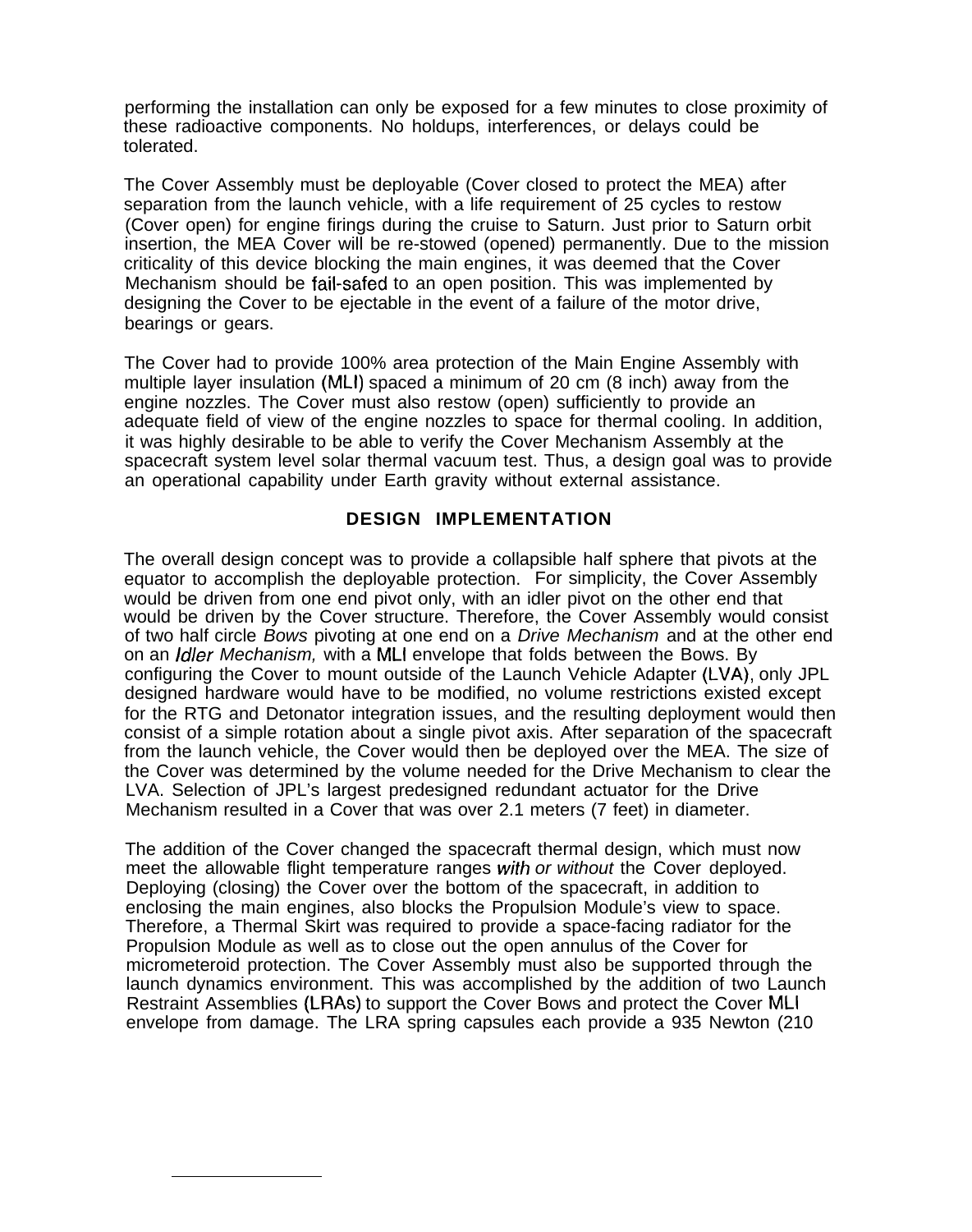performing the installation can only be exposed for a few minutes to close proximity of these radioactive components. No holdups, interferences, or delays could be tolerated.

The Cover Assembly must be deployable (Cover closed to protect the MEA) after separation from the launch vehicle, with a life requirement of 25 cycles to restow (Cover open) for engine firings during the cruise to Saturn. Just prior to Saturn orbit insertion, the MEA Cover will be re-stowed (opened) permanently. Due to the mission criticality of this device blocking the main engines, it was deemed that the Cover Mechanism should be fail-safed to an open position. This was implemented by designing the Cover to be ejectable in the event of a failure of the motor drive, bearings or gears.

The Cover had to provide 100% area protection of the Main Engine Assembly with multiple layer insulation (MLI) spaced a minimum of 20 cm (8 inch) away from the engine nozzles. The Cover must also restow (open) sufficiently to provide an adequate field of view of the engine nozzles to space for thermal cooling. In addition, it was highly desirable to be able to verify the Cover Mechanism Assembly at the spacecraft system level solar thermal vacuum test. Thus, a design goal was to provide an operational capability under Earth gravity without external assistance.

## DESIGN IMPLEMENTATION

The overall design concept was to provide a collapsible half sphere that pivots at the equator to accomplish the deployable protection. For simplicity, the Cover Assembly would be driven from one end pivot only, with an idler pivot on the other end that would be driven by the Cover structure. Therefore, the Cover Assembly would consist of two half circle *Bows* pivoting at one end on a *Drive Mechanism* and at the other end on an *Idler Mechanism,* with a MLI envelope that folds between the Bows. By configuring the Cover to mount outside of the Launch Vehicle Adapter (LVA), only JPL designed hardware would have to be modified, no volume restrictions existed except for the RTG and Detonator integration issues, and the resulting deployment would then consist of a simple rotation about a single pivot axis. After separation of the spacecraft from the launch vehicle, the Cover would then be deployed over the MEA. The size of the Cover was determined by the volume needed for the Drive Mechanism to clear the LVA. Selection of JPL's largest predesigned redundant actuator for the Drive Mechanism resulted in a Cover that was over 2.1 meters (7 feet) in diameter.

The addition of the Cover changed the spacecraft thermal design, which must now meet the allowable flight temperature ranges *with or without* the Cover deployed. Deploying (closing) the Cover over the bottom of the spacecraft, in addition to enclosing the main engines, also blocks the Propulsion Module's view to space. Therefore, a Thermal Skirt was required to provide a space-facing radiator for the Propulsion Module as well as to close out the open annulus of the Cover for micrometeoroid protection. The Cover Assembly must also be supported through the launch dynamics environment. This was accomplished by the addition of two Launch Restraint Assemblies (LRAs) to support the Cover Bows and protect the Cover MLI envelope from damage. The LRA spring capsules each provide a 935 Newton (210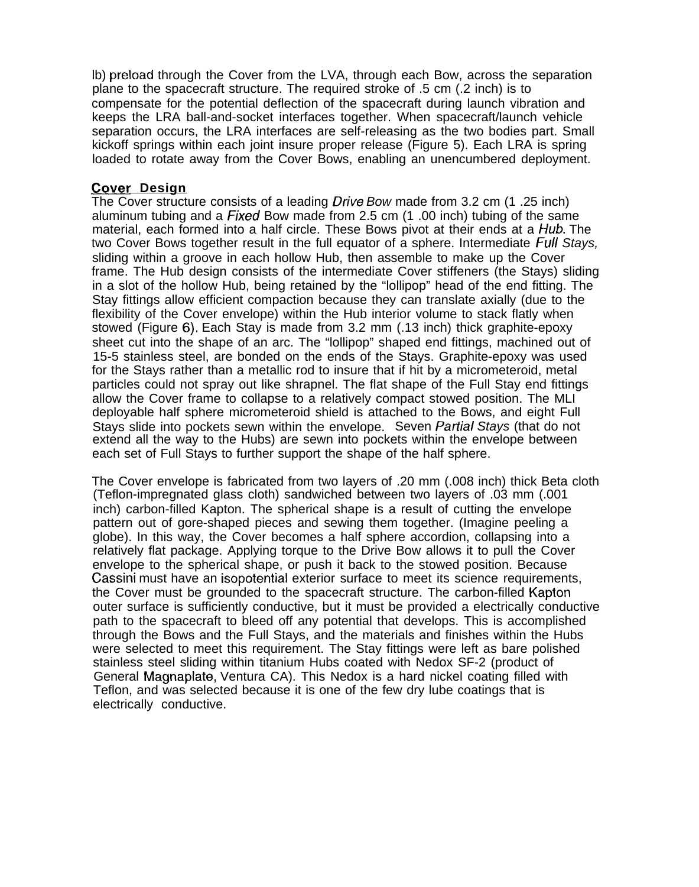lb) preload through the Cover from the LVA, through each Bow, across the separation plane to the spacecraft structure. The required stroke of .5 cm (.2 inch) is to compensate for the potential deflection of the spacecraft during launch vibration and keeps the LRA ball-and-socket interfaces together. When spacecraft/launch vehicle separation occurs, the LRA interfaces are self-releasing as the two bodies part. Small kickoff springs within each joint insure proper release (Figure 5). Each LRA is spring loaded to rotate away from the Cover Bows, enabling an unencumbered deployment.

## Cover Design

The Cover structure consists of a leading *Drive Bow* made from 3.2 cm (1 .25 inch) aluminum tubing and a *Fixed* Bow made from 2.5 cm (1 .00 inch) tubing of the same material, each formed into a half circle. These Bows pivot at their ends at a *Hub*. The two Cover Bows together result in the full equator of a sphere. Intermediate *Full Stays,* sliding within a groove in each hollow Hub, then assemble to make up the Cover frame. The Hub design consists of the intermediate Cover stiffeners (the Stays) sliding in a slot of the hollow Hub, being retained by the "lollipop" head of the end fitting. The Stay fittings allow efficient compaction because they can translate axially (due to the flexibility of the Cover envelope) within the Hub interior volume to stack flatly when stowed (Figure 6). Each Stay is made from 3.2 mm (.13 inch) thick graphite-epoxy sheet cut into the shape of an arc. The "lollipop" shaped end fittings, machined out of 15-5 stainless steel, are bonded on the ends of the Stays. Graphite-epoxy was used for the Stays rather than a metallic rod to insure that if hit by a micrometeoroid, metal particles could not spray out like shrapnel. The flat shape of the Full Stay end fittings allow the Cover frame to collapse to a relatively compact stowed position. The MLI deployable half sphere micrometeroid shield is attached to the Bows, and eight Full Stays slide into pockets sewn within the envelope. Seven *Partial Stays* (that do not extend all the way to the Hubs) are sewn into pockets within the envelope between each set of Full Stays to further support the shape of the half sphere.

The Cover envelope is fabricated from two layers of .20 mm (.008 inch) thick Beta cloth (Teflon-impregnated glass cloth) sandwiched between two layers of .03 mm (.001 inch) carbon-filled Kapton. The spherical shape is a result of cutting the envelope pattern out of gore-shaped pieces and sewing them together. (Imagine peeling a globe). In this way, the Cover becomes a half sphere accordion, collapsing into a relatively flat package. Applying torque to the Drive Bow allows it to pull the Cover envelope to the spherical shape, or push it back to the stowed position. Because Cassini must have an isopotential exterior surface to meet its science requirements, the Cover must be grounded to the spacecraft structure. The carbon-filled Kapton outer surface is sufficiently conductive, but it must be provided a electrically conductive path to the spacecraft to bleed off any potential that develops. This is accomplished through the Bows and the Full Stays, and the materials and finishes within the Hubs were selected to meet this requirement. The Stay fittings were left as bare polished stainless steel sliding within titanium Hubs coated with Nedox SF-2 (product of General Magnaplate, Ventura CA). This Nedox is a hard nickel coating filled with Teflon, and was selected because it is one of the few dry lube coatings that is electrically conductive.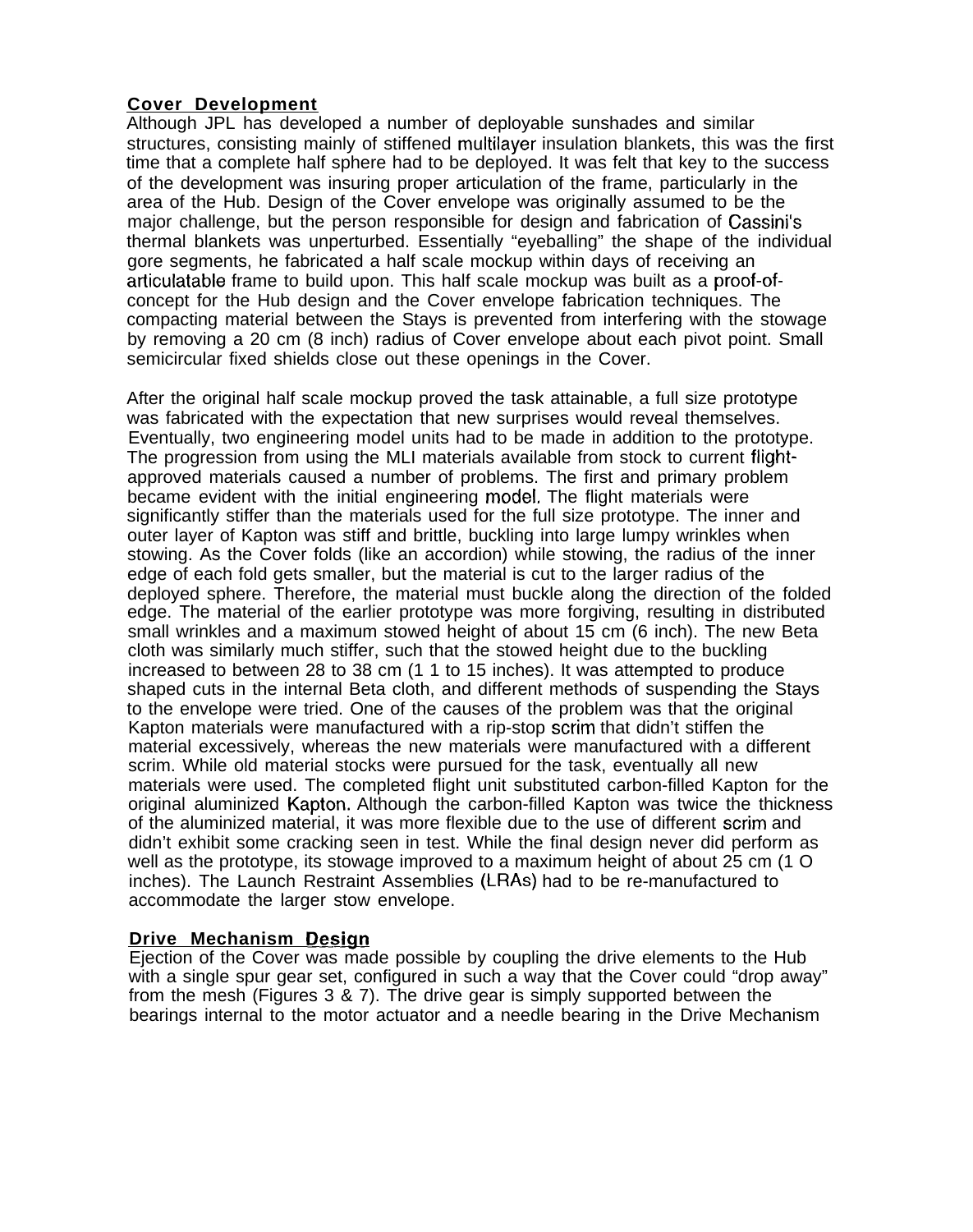## Cover Development

Although JPL has developed a number of deployable sunshades and similar structures, consisting mainly of stiffened multilayer insulation blankets, this was the first time that a complete half sphere had to be deployed. It was felt that key to the success of the development was insuring proper articulation of the frame, particularly in the area of the Hub. Design of the Cover envelope was originally assumed to be the major challenge, but the person responsible for design and fabrication of Cassini's thermal blankets was unperturbed. Essentially "eyeballing" the shape of the individual gore segments, he fabricated a half scale mockup within days of receiving an articulatable frame to build upon. This half scale mockup was built as a proof-of-concept for the Hub design and the Cover envelope fabrication techniques. The compacting material between the Stays is prevented from interfering with the stowage by removing a 20 cm (8 inch) radius of Cover envelope about each pivot point. Small semicircular fixed shields close out these openings in the Cover.

After the original half scale mockup proved the task attainable, a full size prototype was fabricated with the expectation that new surprises would reveal themselves. Eventually, two engineering model units had to be made in addition to the prototype. The progression from using the MLI materials available from stock to current flight-approved materials caused a number of problems. The first and primary problem became evident with the initial engineering model. The flight materials were significantly stiffer than the materials used for the full size prototype. The inner and outer layer of Kapton was stiff and brittle, buckling into large lumpy wrinkles when stowing. As the Cover folds (like an accordion) while stowing, the radius of the inner edge of each fold gets smaller, but the material is cut to the larger radius of the deployed sphere. Therefore, the material must buckle along the direction of the folded edge. The material of the earlier prototype was more forgiving, resulting in distributed small wrinkles and a maximum stowed height of about 15 cm (6 inch). The new Beta cloth was similarly much stiffer, such that the stowed height due to the buckling increased to between 28 to 38 cm (11 to 15 inches). It was attempted to produce shaped cuts in the internal Beta cloth, and different methods of suspending the Stays to the envelope were tried. One of the causes of the problem was that the original Kapton materials were manufactured with a rip-stop scrim that didn't stiffen the material excessively, whereas the new materials were manufactured with a different scrim. While old material stocks were pursued for the task, eventually all new materials were used. The completed flight unit substituted carbon-filled Kapton for the original aluminized Kapton. Although the carbon-filled Kapton was twice the thickness of the aluminized material, it was more flexible due to the use of different scrim and didn't exhibit some cracking seen in test. While the final design never did perform as well as the prototype, its stowage improved to a maximum height of about 25 cm (10 inches). The Launch Restraint Assemblies (LRAs) had to be re-manufactured to accommodate the larger stow envelope.

## Drive Mechanism Design

Ejection of the Cover was made possible by coupling the drive elements to the Hub with a single spur gear set, configured in such a way that the Cover could "drop away" from the mesh (Figures 3 & 7). The drive gear is simply supported between the bearings internal to the motor actuator and a needle bearing in the Drive Mechanism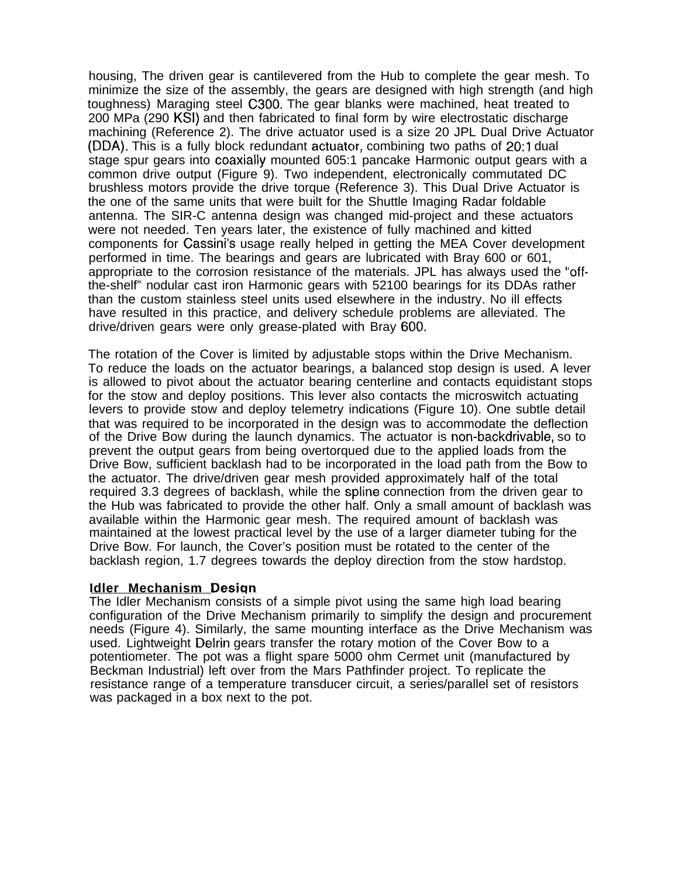housing, The driven gear is cantilevered from the Hub to complete the gear mesh. To minimize the size of the assembly, the gears are designed with high strength (and high toughness) Maraging steel C300. The gear blanks were machined, heat treated to 200 MPa (290 KSI) and then fabricated to final form by wire electrostatic discharge machining (Reference 2). The drive actuator used is a size 20 JPL Dual Drive Actuator (DDA). This is a fully block redundant actuator, combining two paths of 20:1 dual stage spur gears into coaxially mounted 605:1 pancake Harmonic output gears with a common drive output (Figure 9). Two independent, electronically commutated DC brushless motors provide the drive torque (Reference 3). This Dual Drive Actuator is the one of the same units that were built for the Shuttle Imaging Radar foldable antenna. The SIR-C antenna design was changed mid-project and these actuators were not needed. Ten years later, the existence of fully machined and kitted components for Cassini's usage really helped in getting the MEA Cover development performed in time. The bearings and gears are lubricated with Bray 600 or 601, appropriate to the corrosion resistance of the materials. JPL has always used the "off-the-shelf" nodular cast iron Harmonic gears with 52100 bearings for its DDAs rather than the custom stainless steel units used elsewhere in the industry. No ill effects have resulted in this practice, and delivery schedule problems are alleviated. The drive/driven gears were only grease-plated with Bray 600.

The rotation of the Cover is limited by adjustable stops within the Drive Mechanism. To reduce the loads on the actuator bearings, a balanced stop design is used. A lever is allowed to pivot about the actuator bearing centerline and contacts equidistant stops for the stow and deploy positions. This lever also contacts the microswitch actuating levers to provide stow and deploy telemetry indications (Figure 10). One subtle detail that was required to be incorporated in the design was to accommodate the deflection of the Drive Bow during the launch dynamics. The actuator is non-backdrivable, so to prevent the output gears from being overtorqued due to the applied loads from the Drive Bow, sufficient backlash had to be incorporated in the load path from the Bow to the actuator. The drive/driven gear mesh provided approximately half of the total required 3.3 degrees of backlash, while the spline connection from the driven gear to the Hub was fabricated to provide the other half. Only a small amount of backlash was available within the Harmonic gear mesh. The required amount of backlash was maintained at the lowest practical level by the use of a larger diameter tubing for the Drive Bow. For launch, the Cover's position must be rotated to the center of the backlash region, 1.7 degrees towards the deploy direction from the stow hardstop.

**Idler Mechanism Design**

The Idler Mechanism consists of a simple pivot using the same high load bearing configuration of the Drive Mechanism primarily to simplify the design and procurement needs (Figure 4). Similarly, the same mounting interface as the Drive Mechanism was used. Lightweight Delrin gears transfer the rotary motion of the Cover Bow to a potentiometer. The pot was a flight spare 5000 ohm Cermet unit (manufactured by Beckman Industrial) left over from the Mars Pathfinder project. To replicate the resistance range of a temperature transducer circuit, a series/parallel set of resistors was packaged in a box next to the pot.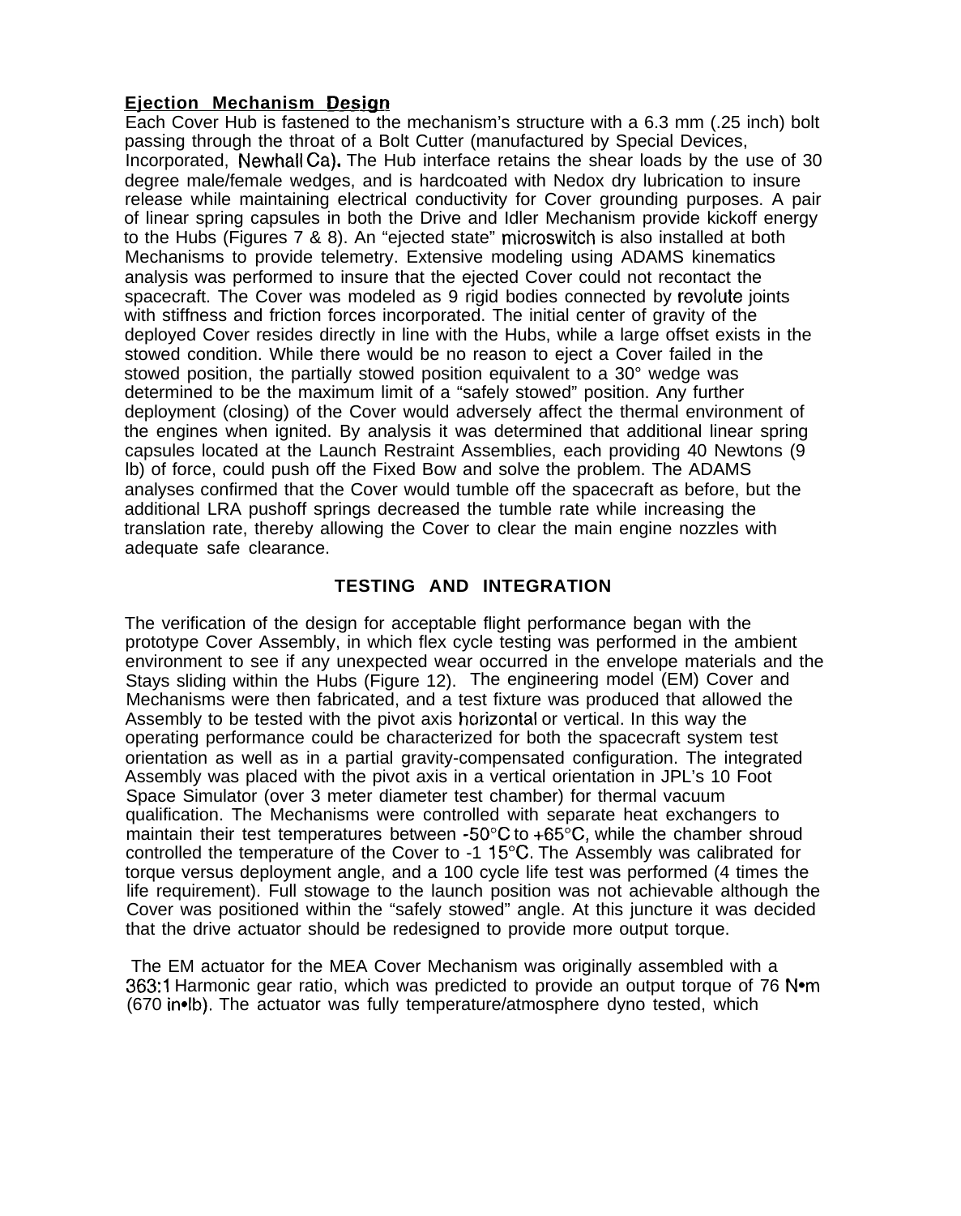**Ejection Mechanism Design**

Each Cover Hub is fastened to the mechanism's structure with a 6.3 mm (.25 inch) bolt passing through the throat of a Bolt Cutter (manufactured by Special Devices, Incorporated, Newhall Ca). The Hub interface retains the shear loads by the use of 30 degree male/female wedges, and is hardcoated with Nedox dry lubrication to insure release while maintaining electrical conductivity for Cover grounding purposes. A pair of linear spring capsules in both the Drive and Idler Mechanism provide kickoff energy to the Hubs (Figures 7 & 8). An "ejected state" microswitch is also installed at both Mechanisms to provide telemetry. Extensive modeling using ADAMS kinematics analysis was performed to insure that the ejected Cover could not recontact the spacecraft. The Cover was modeled as 9 rigid bodies connected by revolute joints with stiffness and friction forces incorporated. The initial center of gravity of the deployed Cover resides directly in line with the Hubs, while a large offset exists in the stowed condition. While there would be no reason to eject a Cover failed in the stowed position, the partially stowed position equivalent to a 30° wedge was determined to be the maximum limit of a "safely stowed" position. Any further deployment (closing) of the Cover would adversely affect the thermal environment of the engines when ignited. By analysis it was determined that additional linear spring capsules located at the Launch Restraint Assemblies, each providing 40 Newtons (9 lb) of force, could push off the Fixed Bow and solve the problem. The ADAMS analyses confirmed that the Cover would tumble off the spacecraft as before, but the additional LRA pushoff springs decreased the tumble rate while increasing the translation rate, thereby allowing the Cover to clear the main engine nozzles with adequate safe clearance.

## TESTING AND INTEGRATION

The verification of the design for acceptable flight performance began with the prototype Cover Assembly, in which flex cycle testing was performed in the ambient environment to see if any unexpected wear occurred in the envelope materials and the Stays sliding within the Hubs (Figure 12). The engineering model (EM) Cover and Mechanisms were then fabricated, and a test fixture was produced that allowed the Assembly to be tested with the pivot axis horizontal or vertical. In this way the operating performance could be characterized for both the spacecraft system test orientation as well as in a partial gravity-compensated configuration. The integrated Assembly was placed with the pivot axis in a vertical orientation in JPL's 10 Foot Space Simulator (over 3 meter diameter test chamber) for thermal vacuum qualification. The Mechanisms were controlled with separate heat exchangers to maintain their test temperatures between -50°C to +65°C, while the chamber shroud controlled the temperature of the Cover to -1 15°C. The Assembly was calibrated for torque versus deployment angle, and a 100 cycle life test was performed (4 times the life requirement). Full stowage to the launch position was not achievable although the Cover was positioned within the "safely stowed" angle. At this juncture it was decided that the drive actuator should be redesigned to provide more output torque.

The EM actuator for the MEA Cover Mechanism was originally assembled with a 363:1 Harmonic gear ratio, which was predicted to provide an output torque of 76 N•m (670 in•lb). The actuator was fully temperature/atmosphere dyno tested, which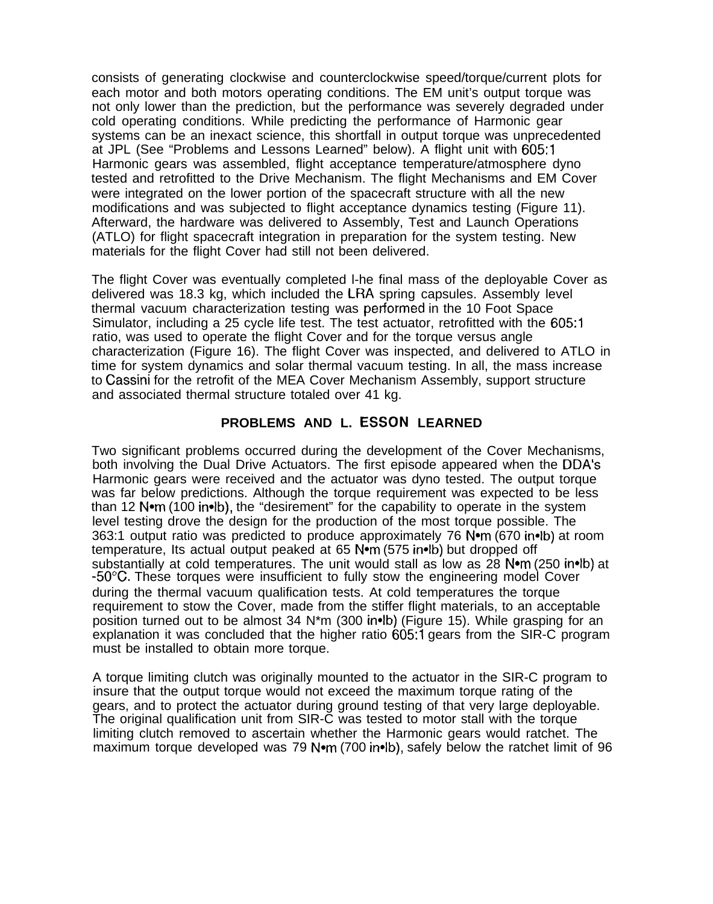consists of generating clockwise and counterclockwise speed/torque/current plots for each motor and both motors operating conditions. The EM unit's output torque was not only lower than the prediction, but the performance was severely degraded under cold operating conditions. While predicting the performance of Harmonic gear systems can be an inexact science, this shortfall in output torque was unprecedented at JPL (See "Problems and Lessons Learned" below). A flight unit with 605:1 Harmonic gears was assembled, flight acceptance temperature/atmosphere dyno tested and retrofitted to the Drive Mechanism. The flight Mechanisms and EM Cover were integrated on the lower portion of the spacecraft structure with all the new modifications and was subjected to flight acceptance dynamics testing (Figure 11). Afterward, the hardware was delivered to Assembly, Test and Launch Operations (ATLO) for flight spacecraft integration in preparation for the system testing. New materials for the flight Cover had still not been delivered.

The flight Cover was eventually completed l-he final mass of the deployable Cover as delivered was 18.3 kg, which included the LRA spring capsules. Assembly level thermal vacuum characterization testing was performed in the 10 Foot Space Simulator, including a 25 cycle life test. The test actuator, retrofitted with the 605:1 ratio, was used to operate the flight Cover and for the torque versus angle characterization (Figure 16). The flight Cover was inspected, and delivered to ATLO in time for system dynamics and solar thermal vacuum testing. In all, the mass increase to Cassini for the retrofit of the MEA Cover Mechanism Assembly, support structure and associated thermal structure totaled over 41 kg.

## PROBLEMS AND L. ESSON LEARNED

Two significant problems occurred during the development of the Cover Mechanisms, both involving the Dual Drive Actuators. The first episode appeared when the DDA's Harmonic gears were received and the actuator was dyno tested. The output torque was far below predictions. Although the torque requirement was expected to be less than 12 N•m (100 in•lb), the "desirement" for the capability to operate in the system level testing drove the design for the production of the most torque possible. The 363:1 output ratio was predicted to produce approximately 76 N•m (670 in•lb) at room temperature, Its actual output peaked at 65 N•m (575 in•lb) but dropped off substantially at cold temperatures. The unit would stall as low as 28 N•m (250 in•lb) at -50°C. These torques were insufficient to fully stow the engineering model Cover during the thermal vacuum qualification tests. At cold temperatures the torque requirement to stow the Cover, made from the stiffer flight materials, to an acceptable position turned out to be almost 34 N*m (300 in•lb) (Figure 15). While grasping for an explanation it was concluded that the higher ratio 605:1 gears from the SIR-C program must be installed to obtain more torque.

A torque limiting clutch was originally mounted to the actuator in the SIR-C program to insure that the output torque would not exceed the maximum torque rating of the gears, and to protect the actuator during ground testing of that very large deployable. The original qualification unit from SIR-C was tested to motor stall with the torque limiting clutch removed to ascertain whether the Harmonic gears would ratchet. The maximum torque developed was 79 N•m (700 in•lb), safely below the ratchet limit of 96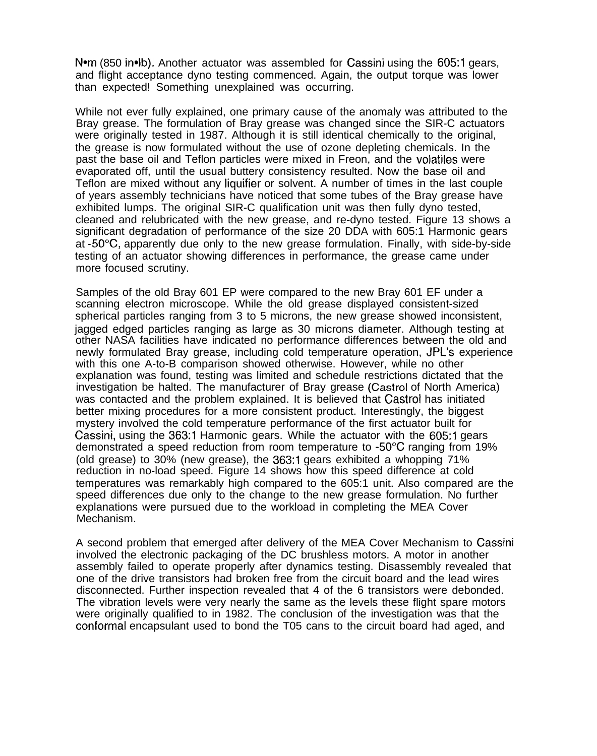N•m (850 in•lb). Another actuator was assembled for Cassini using the 605:1 gears, and flight acceptance dyno testing commenced. Again, the output torque was lower than expected! Something unexplained was occurring.

While not ever fully explained, one primary cause of the anomaly was attributed to the Bray grease. The formulation of Bray grease was changed since the SIR-C actuators were originally tested in 1987. Although it is still identical chemically to the original, the grease is now formulated without the use of ozone depleting chemicals. In the past the base oil and Teflon particles were mixed in Freon, and the volatiles were evaporated off, until the usual buttery consistency resulted. Now the base oil and Teflon are mixed without any liquifier or solvent. A number of times in the last couple of years assembly technicians have noticed that some tubes of the Bray grease have exhibited lumps. The original SIR-C qualification unit was then fully dyno tested, cleaned and relubricated with the new grease, and re-dyno tested. Figure 13 shows a significant degradation of performance of the size 20 DDA with 605:1 Harmonic gears at -50°C, apparently due only to the new grease formulation. Finally, with side-by-side testing of an actuator showing differences in performance, the grease came under more focused scrutiny.

Samples of the old Bray 601 EP were compared to the new Bray 601 EF under a scanning electron microscope. While the old grease displayed consistent-sized spherical particles ranging from 3 to 5 microns, the new grease showed inconsistent, jagged edged particles ranging as large as 30 microns diameter. Although testing at other NASA facilities have indicated no performance differences between the old and newly formulated Bray grease, including cold temperature operation, JPL's experience with this one A-to-B comparison showed otherwise. However, while no other explanation was found, testing was limited and schedule restrictions dictated that the investigation be halted. The manufacturer of Bray grease (Castrol of North America) was contacted and the problem explained. It is believed that Castrol has initiated better mixing procedures for a more consistent product. Interestingly, the biggest mystery involved the cold temperature performance of the first actuator built for Cassini, using the 363:1 Harmonic gears. While the actuator with the 605:1 gears demonstrated a speed reduction from room temperature to -50°C ranging from 19% (old grease) to 30% (new grease), the 363:1 gears exhibited a whopping 71% reduction in no-load speed. Figure 14 shows how this speed difference at cold temperatures was remarkably high compared to the 605:1 unit. Also compared are the speed differences due only to the change to the new grease formulation. No further explanations were pursued due to the workload in completing the MEA Cover Mechanism.

A second problem that emerged after delivery of the MEA Cover Mechanism to Cassini involved the electronic packaging of the DC brushless motors. A motor in another assembly failed to operate properly after dynamics testing. Disassembly revealed that one of the drive transistors had broken free from the circuit board and the lead wires disconnected. Further inspection revealed that 4 of the 6 transistors were debonded. The vibration levels were very nearly the same as the levels these flight spare motors were originally qualified to in 1982. The conclusion of the investigation was that the conformal encapsulant used to bond the T05 cans to the circuit board had aged, and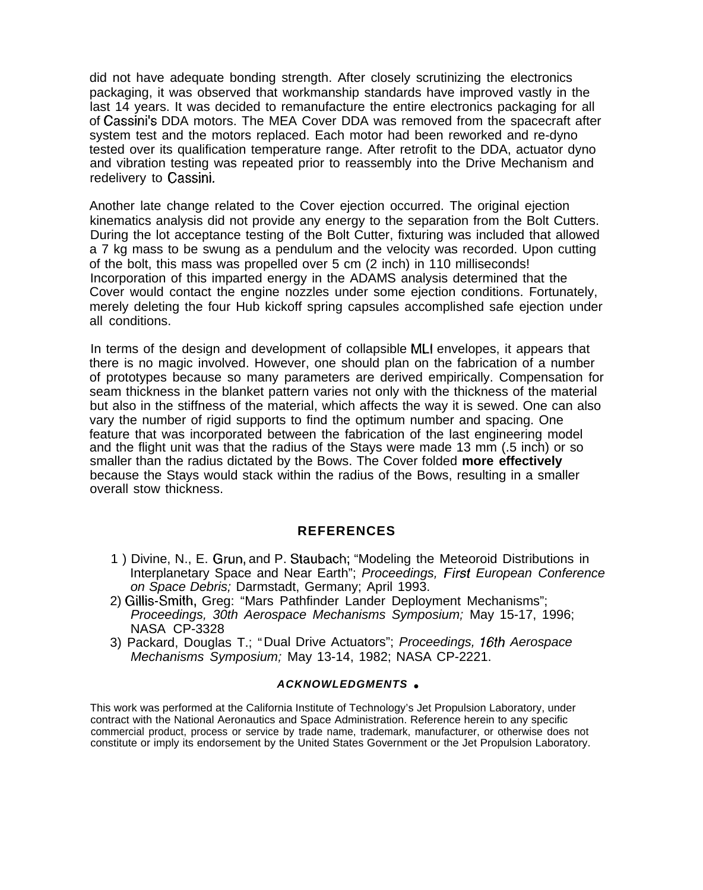did not have adequate bonding strength. After closely scrutinizing the electronics packaging, it was observed that workmanship standards have improved vastly in the last 14 years. It was decided to remanufacture the entire electronics packaging for all of Cassini's DDA motors. The MEA Cover DDA was removed from the spacecraft after system test and the motors replaced. Each motor had been reworked and re-dyno tested over its qualification temperature range. After retrofit to the DDA, actuator dyno and vibration testing was repeated prior to reassembly into the Drive Mechanism and redelivery to Cassini.

Another late change related to the Cover ejection occurred. The original ejection kinematics analysis did not provide any energy to the separation from the Bolt Cutters. During the lot acceptance testing of the Bolt Cutter, fixturing was included that allowed a 7 kg mass to be swung as a pendulum and the velocity was recorded. Upon cutting of the bolt, this mass was propelled over 5 cm (2 inch) in 110 milliseconds! Incorporation of this imparted energy in the ADAMS analysis determined that the Cover would contact the engine nozzles under some ejection conditions. Fortunately, merely deleting the four Hub kickoff spring capsules accomplished safe ejection under all conditions.

In terms of the design and development of collapsible MLI envelopes, it appears that there is no magic involved. However, one should plan on the fabrication of a number of prototypes because so many parameters are derived empirically. Compensation for seam thickness in the blanket pattern varies not only with the thickness of the material but also in the stiffness of the material, which affects the way it is sewed. One can also vary the number of rigid supports to find the optimum number and spacing. One feature that was incorporated between the fabrication of the last engineering model and the flight unit was that the radius of the Stays were made 13 mm (.5 inch) or so smaller than the radius dictated by the Bows. The Cover folded **more effectively** because the Stays would stack within the radius of the Bows, resulting in a smaller overall stow thickness.

## REFERENCES

1) Divine, N., E. Grun, and P. Staubach; "Modeling the Meteoroid Distributions in Interplanetary Space and Near Earth"; *Proceedings, First European Conference on Space Debris;* Darmstadt, Germany; April 1993.
2) Gillis-Smith, Greg: "Mars Pathfinder Lander Deployment Mechanisms"; *Proceedings, 30th Aerospace Mechanisms Symposium;* May 15-17, 1996; NASA CP-3328
3) Packard, Douglas T.; "Dual Drive Actuators"; *Proceedings, 16th Aerospace Mechanisms Symposium;* May 13-14, 1982; NASA CP-2221.

### *ACKNOWLEDGMENTS*

This work was performed at the California Institute of Technology's Jet Propulsion Laboratory, under contract with the National Aeronautics and Space Administration. Reference herein to any specific commercial product, process or service by trade name, trademark, manufacturer, or otherwise does not constitute or imply its endorsement by the United States Government or the Jet Propulsion Laboratory.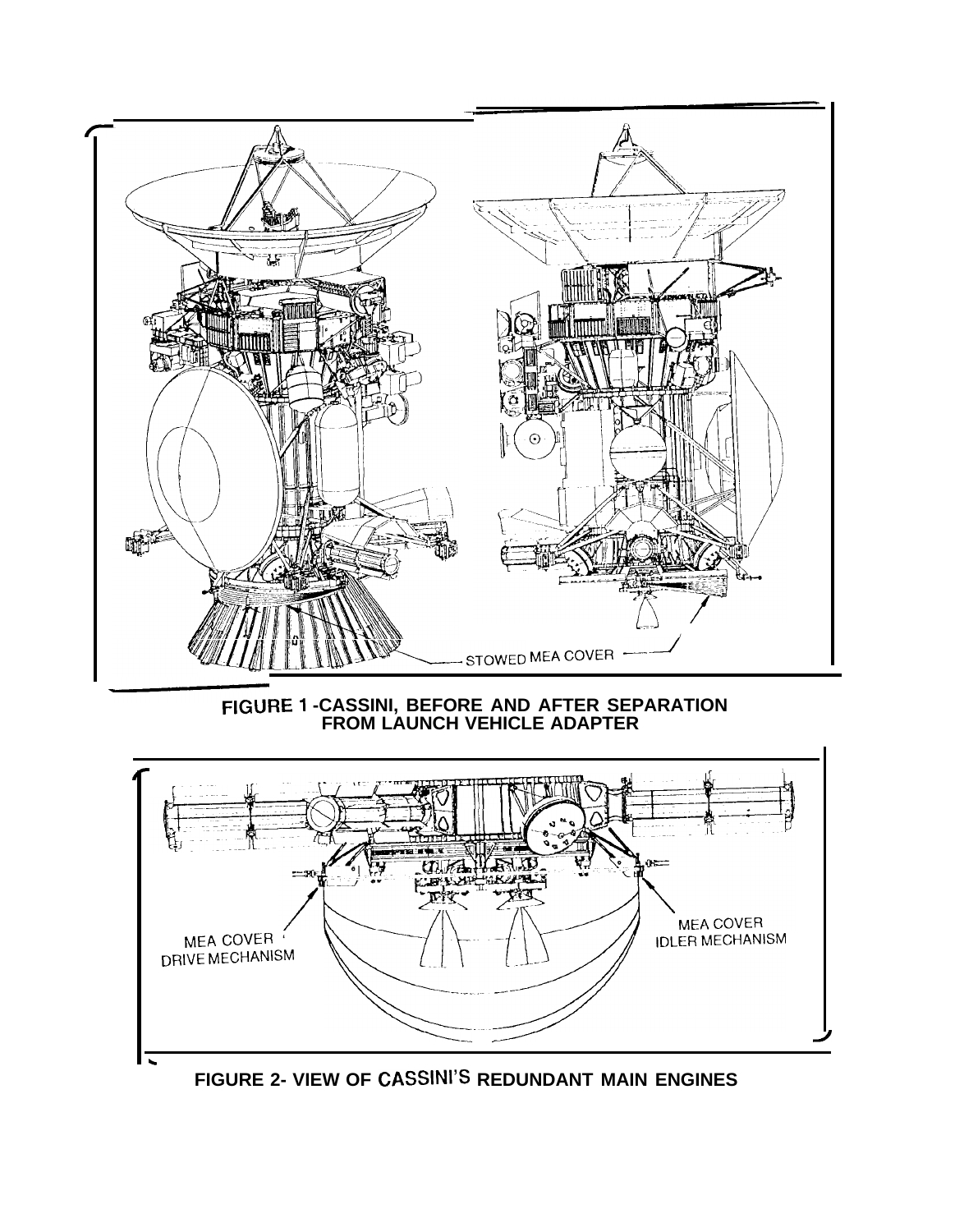STOWED MEA COVER

**FIGURE 1 -CASSINI, BEFORE AND AFTER SEPARATION FROM LAUNCH VEHICLE ADAPTER**

MEA COVER DRIVE MECHANISM

MEA COVER IDLER MECHANISM

**FIGURE 2- VIEW OF CASSINI'S REDUNDANT MAIN ENGINES**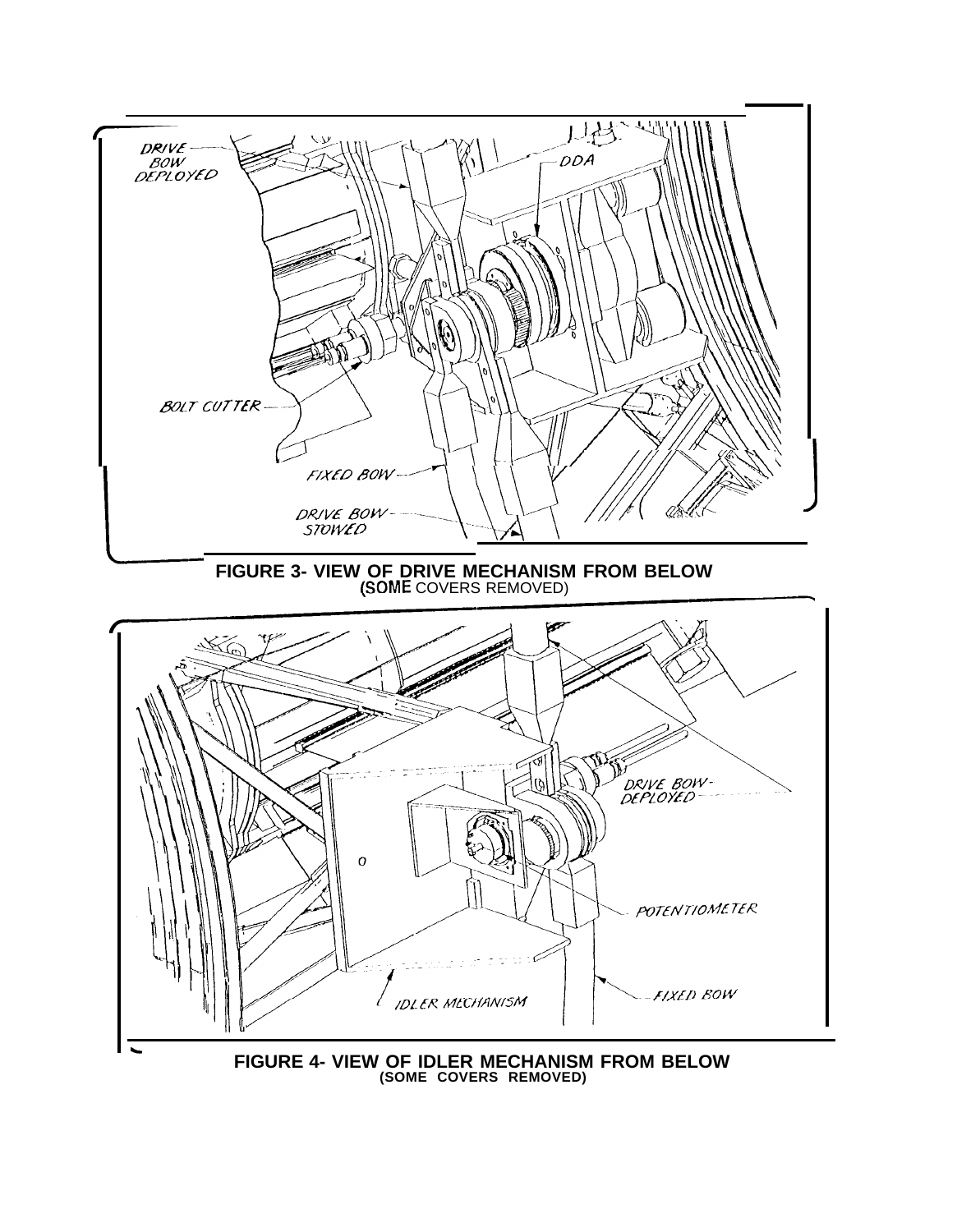**FIGURE 3- VIEW OF DRIVE MECHANISM FROM BELOW**
(SOME COVERS REMOVED)

**FIGURE 4- VIEW OF IDLER MECHANISM FROM BELOW**
**(SOME COVERS REMOVED)**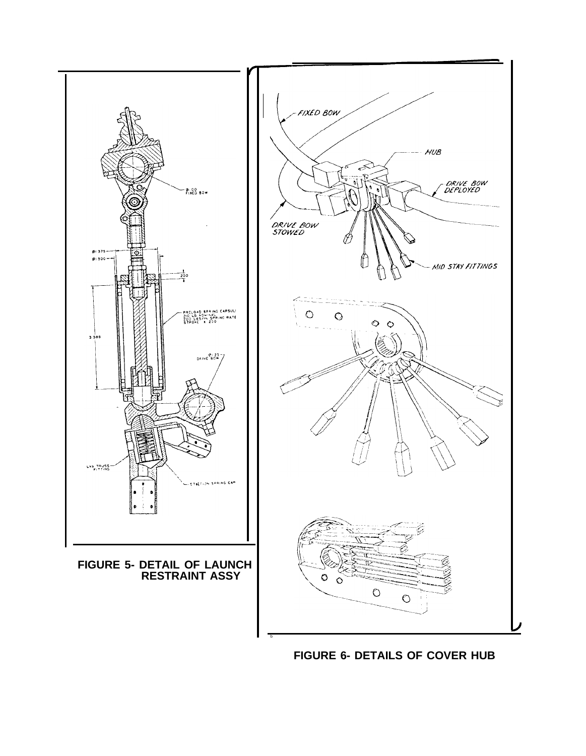FIGURE 5- DETAIL OF LAUNCH RESTRAINT ASSY

FIGURE 6- DETAILS OF COVER HUB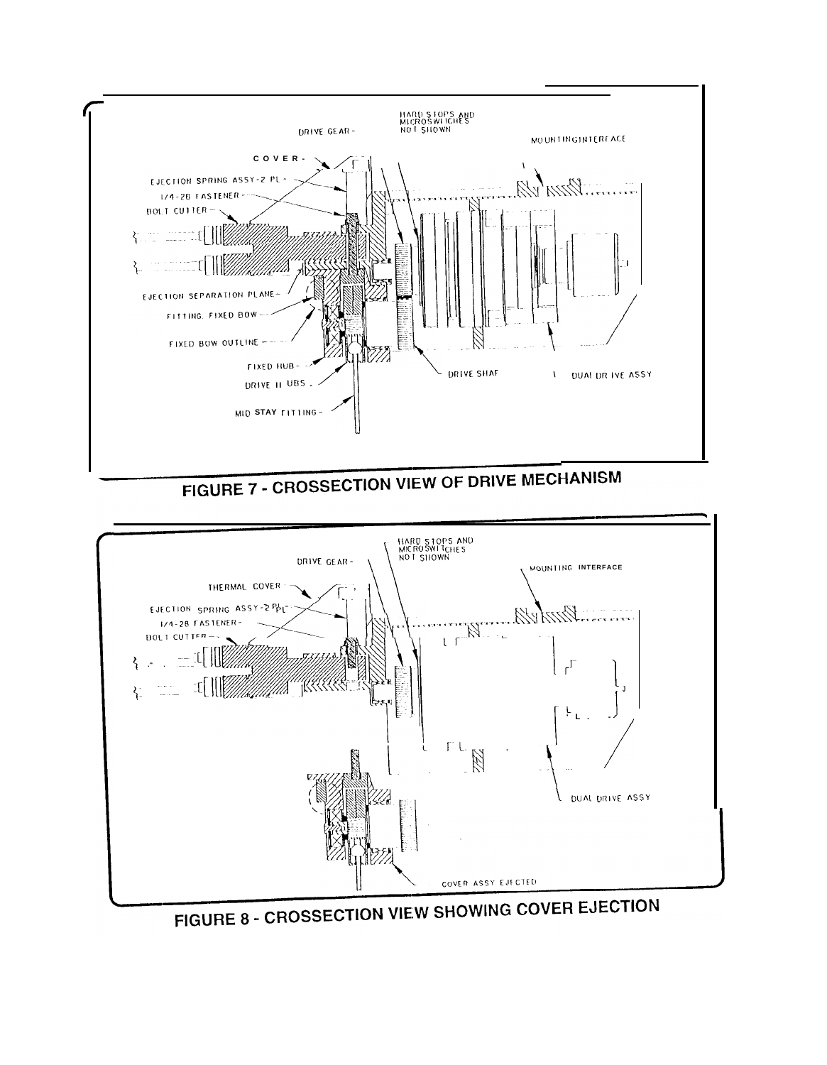FIGURE 7 - CROSSECTION VIEW OF DRIVE MECHANISM

FIGURE 8 - CROSSECTION VIEW SHOWING COVER EJECTION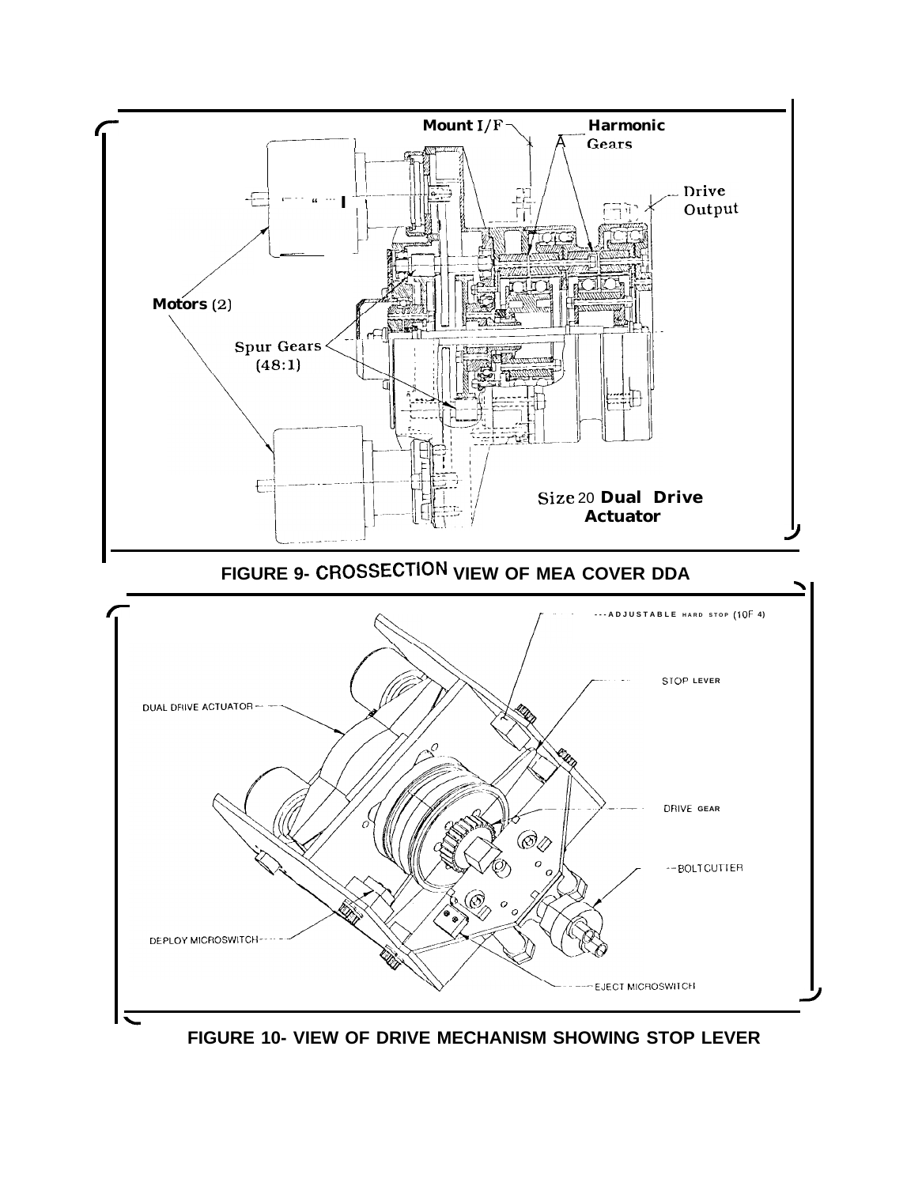FIGURE 9- CROSSECTION VIEW OF MEA COVER DDA

FIGURE 10- VIEW OF DRIVE MECHANISM SHOWING STOP LEVER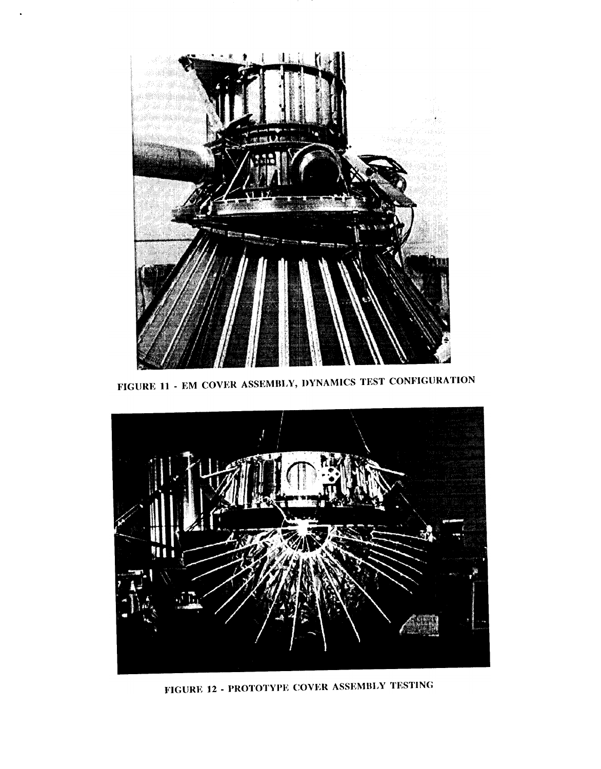FIGURE 11 - EM COVER ASSEMBLY, DYNAMICS TEST CONFIGURATION

FIGURE 12 - PROTOTYPE COVER ASSEMBLY TESTING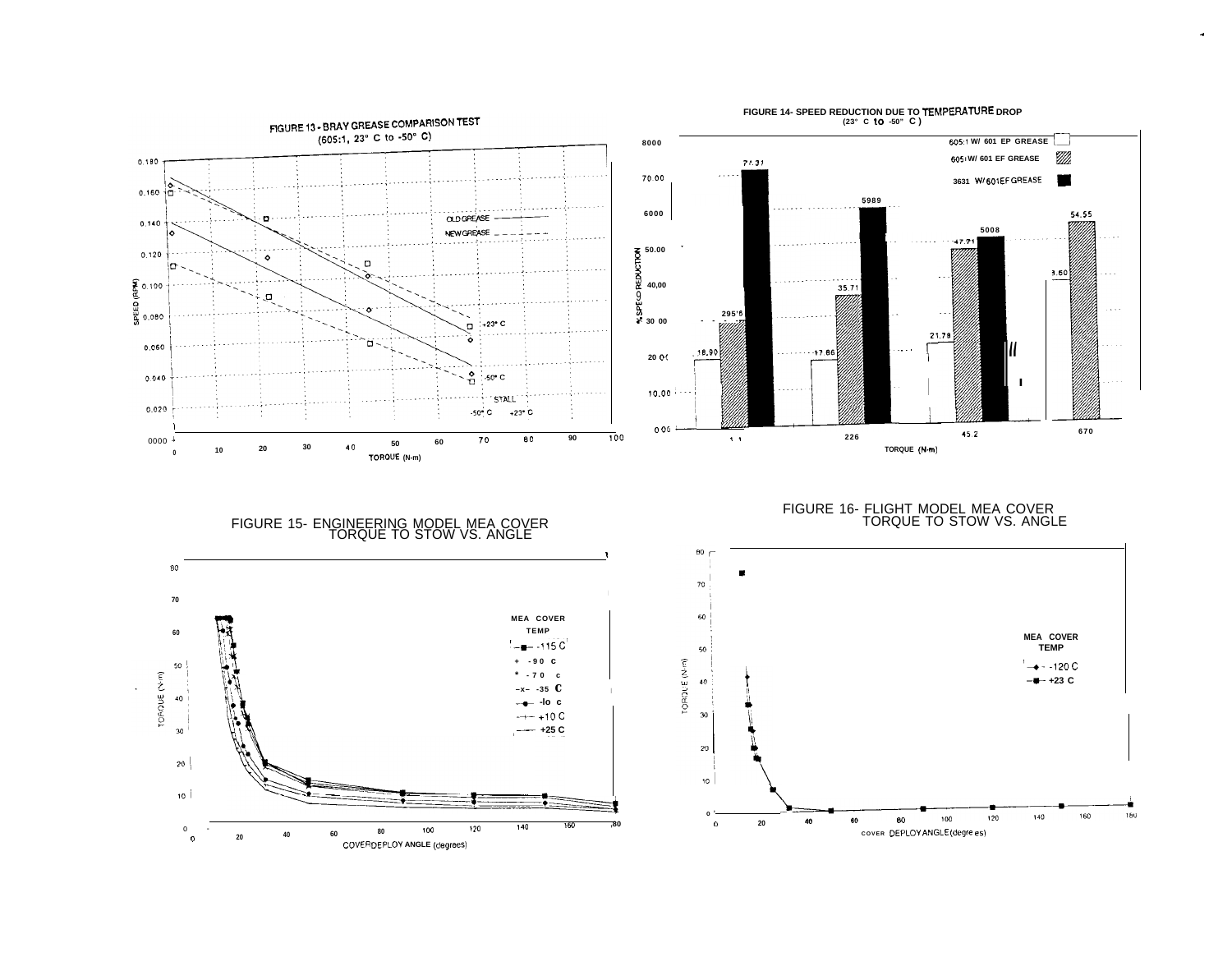FIGURE 13 - BRAY GREASE COMPARISON TEST
(605:1, 23° C to -50° C)

0.180
0.160
0.140
0.120
0.100
0.080
0.060
0.040
0.020
0000

SPEED (RPM)

OLD GREASE
NEW GREASE

+23° C
-50° C
STALL
-50° C +23° C

0 10 20 30 40 50 60 70 80 90 100
TORQUE (N-m)

FIGURE 14- SPEED REDUCTION DUE TO TEMPERATURE DROP
(23° C to -50° C)

605:1 W/ 601 EP GREASE
605:1 W/ 601 EF GREASE
3631 W/ 601EF GREASE

8000
70.00
6000
50.00
40,00
30 00
20 00
10.00
0 00

% SPEED REDUCTION

74.31
5989
35.71
29.5'6
18.90
17.86
47.71
5008
21.78
54.55
3.60

1.1
226
45.2
670
TORQUE (N-m)

FIGURE 15- ENGINEERING MODEL MEA COVER TORQUE TO STOW VS. ANGLE

80
70
60
50
40
30
20
10
0

TORQUE (N-m)

MEA COVER TEMP
-115 C
+ -90 C
* -70 C
-x- -35 C
-lo c
+10 C
+25 C

0 20 40 60 80 100 120 140 160 180
COVER DEPLOY ANGLE (degrees)

FIGURE 16- FLIGHT MODEL MEA COVER TORQUE TO STOW VS. ANGLE

80
70
60
50
40
30
20
10
0

TORQUE (N-m)

MEA COVER TEMP
-120 C
+23 C

0 20 40 60 80 100 120 140 160 180
COVER DEPLOY ANGLE (degrees)